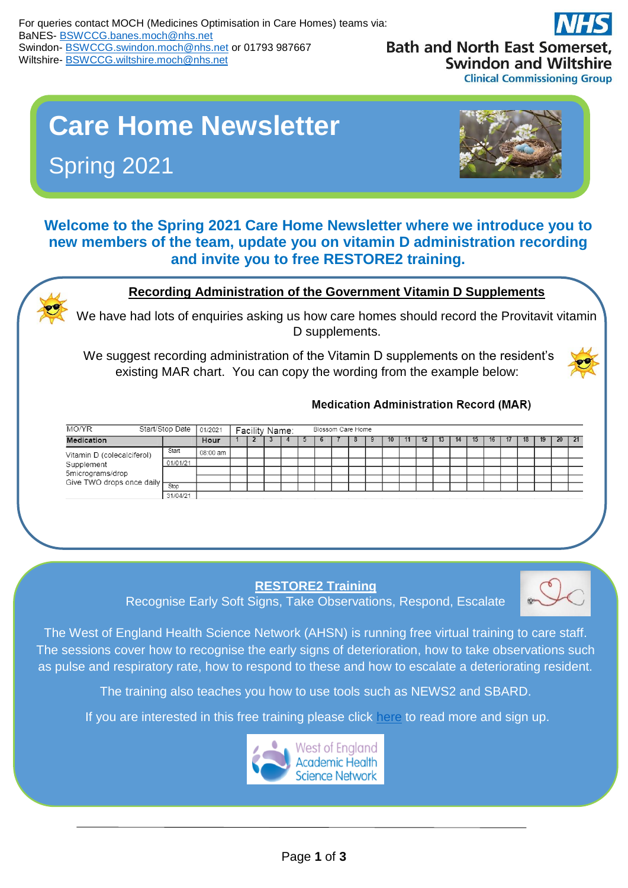For queries contact MOCH (Medicines Optimisation in Care Homes) teams via:
BaNES- BSWCCG.banes.moch@nhs.net
Swindon- BSWCCG.swindon.moch@nhs.net or 01793 987667
Wiltshire- BSWCCG.wiltshire.moch@nhs.net

NHS
Bath and North East Somerset, Swindon and Wiltshire
Clinical Commissioning Group

# Care Home Newsletter

## Spring 2021

**Welcome to the Spring 2021 Care Home Newsletter where we introduce you to new members of the team, update you on vitamin D administration recording and invite you to free RESTORE2 training.**

### Recording Administration of the Government Vitamin D Supplements

We have had lots of enquiries asking us how care homes should record the Provitavit vitamin D supplements.

We suggest recording administration of the Vitamin D supplements on the resident's existing MAR chart. You can copy the wording from the example below:

**Medication Administration Record (MAR)**

| MO/YR | Start/Stop Date | 01/2021 | Facility Name: Blossom Care Home | | | | | | | | | | | | | | | | | | | | |
|---|---|---|---|---|---|---|---|---|---|---|---|---|---|---|---|---|---|---|---|---|---|---|---|
| **Medication** | | **Hour** | 1 | 2 | 3 | 4 | 5 | 6 | 7 | 8 | 9 | 10 | 11 | 12 | 13 | 14 | 15 | 16 | 17 | 18 | 19 | 20 | 21 |
| Vitamin D (colecalciferol) Supplement 5micrograms/drop Give TWO drops once daily | Start 01/01/21 | 08:00 am | | | | | | | | | | | | | | | | | | | | | |
| | Stop 31/04/21 | | | | | | | | | | | | | | | | | | | | | | |

### RESTORE2 Training

Recognise Early Soft Signs, Take Observations, Respond, Escalate

The West of England Health Science Network (AHSN) is running free virtual training to care staff. The sessions cover how to recognise the early signs of deterioration, how to take observations such as pulse and respiratory rate, how to respond to these and how to escalate a deteriorating resident.

The training also teaches you how to use tools such as NEWS2 and SBARD.

If you are interested in this free training please click here to read more and sign up.

West of England Academic Health Science Network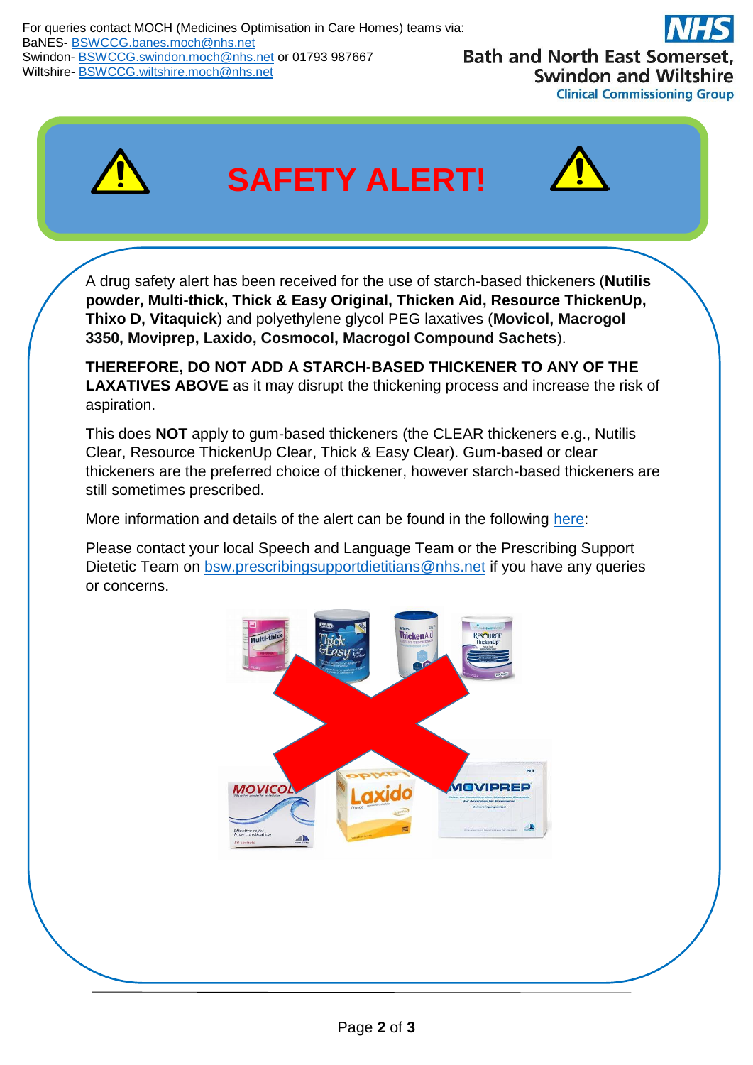For queries contact MOCH (Medicines Optimisation in Care Homes) teams via:
BaNES- BSWCCG.banes.moch@nhs.net
Swindon- BSWCCG.swindon.moch@nhs.net or 01793 987667
Wiltshire- BSWCCG.wiltshire.moch@nhs.net

NHS Bath and North East Somerset, Swindon and Wiltshire Clinical Commissioning Group

# SAFETY ALERT!

A drug safety alert has been received for the use of starch-based thickeners (**Nutilis powder, Multi-thick, Thick & Easy Original, Thicken Aid, Resource ThickenUp, Thixo D, Vitaquick**) and polyethylene glycol PEG laxatives (**Movicol, Macrogol 3350, Moviprep, Laxido, Cosmocol, Macrogol Compound Sachets**).

**THEREFORE, DO NOT ADD A STARCH-BASED THICKENER TO ANY OF THE LAXATIVES ABOVE** as it may disrupt the thickening process and increase the risk of aspiration.

This does **NOT** apply to gum-based thickeners (the CLEAR thickeners e.g., Nutilis Clear, Resource ThickenUp Clear, Thick & Easy Clear). Gum-based or clear thickeners are the preferred choice of thickener, however starch-based thickeners are still sometimes prescribed.

More information and details of the alert can be found in the following here:

Please contact your local Speech and Language Team or the Prescribing Support Dietetic Team on bsw.prescribingsupportdietitians@nhs.net if you have any queries or concerns.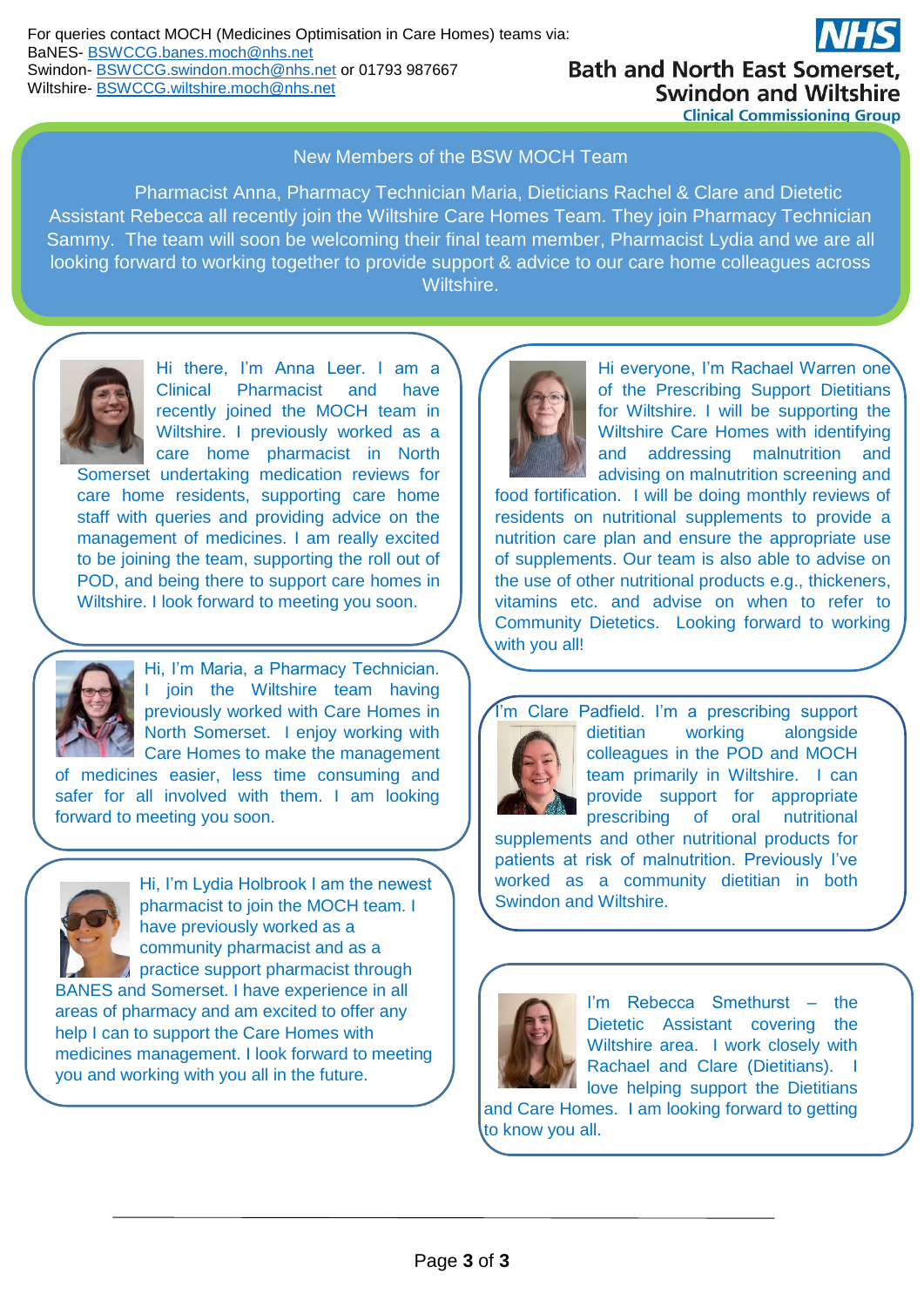For queries contact MOCH (Medicines Optimisation in Care Homes) teams via:
BaNES- BSWCCG.banes.moch@nhs.net
Swindon- BSWCCG.swindon.moch@nhs.net or 01793 987667
Wiltshire- BSWCCG.wiltshire.moch@nhs.net

NHS Bath and North East Somerset, Swindon and Wiltshire Clinical Commissioning Group

## New Members of the BSW MOCH Team

Pharmacist Anna, Pharmacy Technician Maria, Dieticians Rachel & Clare and Dietetic Assistant Rebecca all recently join the Wiltshire Care Homes Team. They join Pharmacy Technician Sammy. The team will soon be welcoming their final team member, Pharmacist Lydia and we are all looking forward to working together to provide support & advice to our care home colleagues across Wiltshire.

Hi there, I'm Anna Leer. I am a Clinical Pharmacist and have recently joined the MOCH team in Wiltshire. I previously worked as a care home pharmacist in North Somerset undertaking medication reviews for care home residents, supporting care home staff with queries and providing advice on the management of medicines. I am really excited to be joining the team, supporting the roll out of POD, and being there to support care homes in Wiltshire. I look forward to meeting you soon.

Hi, I'm Maria, a Pharmacy Technician. I join the Wiltshire team having previously worked with Care Homes in North Somerset. I enjoy working with Care Homes to make the management of medicines easier, less time consuming and safer for all involved with them. I am looking forward to meeting you soon.

Hi, I'm Lydia Holbrook I am the newest pharmacist to join the MOCH team. I have previously worked as a community pharmacist and as a practice support pharmacist through BANES and Somerset. I have experience in all areas of pharmacy and am excited to offer any help I can to support the Care Homes with medicines management. I look forward to meeting you and working with you all in the future.

Hi everyone, I'm Rachael Warren one of the Prescribing Support Dietitians for Wiltshire. I will be supporting the Wiltshire Care Homes with identifying and addressing malnutrition and advising on malnutrition screening and food fortification. I will be doing monthly reviews of residents on nutritional supplements to provide a nutrition care plan and ensure the appropriate use of supplements. Our team is also able to advise on the use of other nutritional products e.g., thickeners, vitamins etc. and advise on when to refer to Community Dietetics. Looking forward to working with you all!

I'm Clare Padfield. I'm a prescribing support dietitian working alongside colleagues in the POD and MOCH team primarily in Wiltshire. I can provide support for appropriate prescribing of oral nutritional supplements and other nutritional products for patients at risk of malnutrition. Previously I've worked as a community dietitian in both Swindon and Wiltshire.

I'm Rebecca Smethurst – the Dietetic Assistant covering the Wiltshire area. I work closely with Rachael and Clare (Dietitians). I love helping support the Dietitians and Care Homes. I am looking forward to getting to know you all.